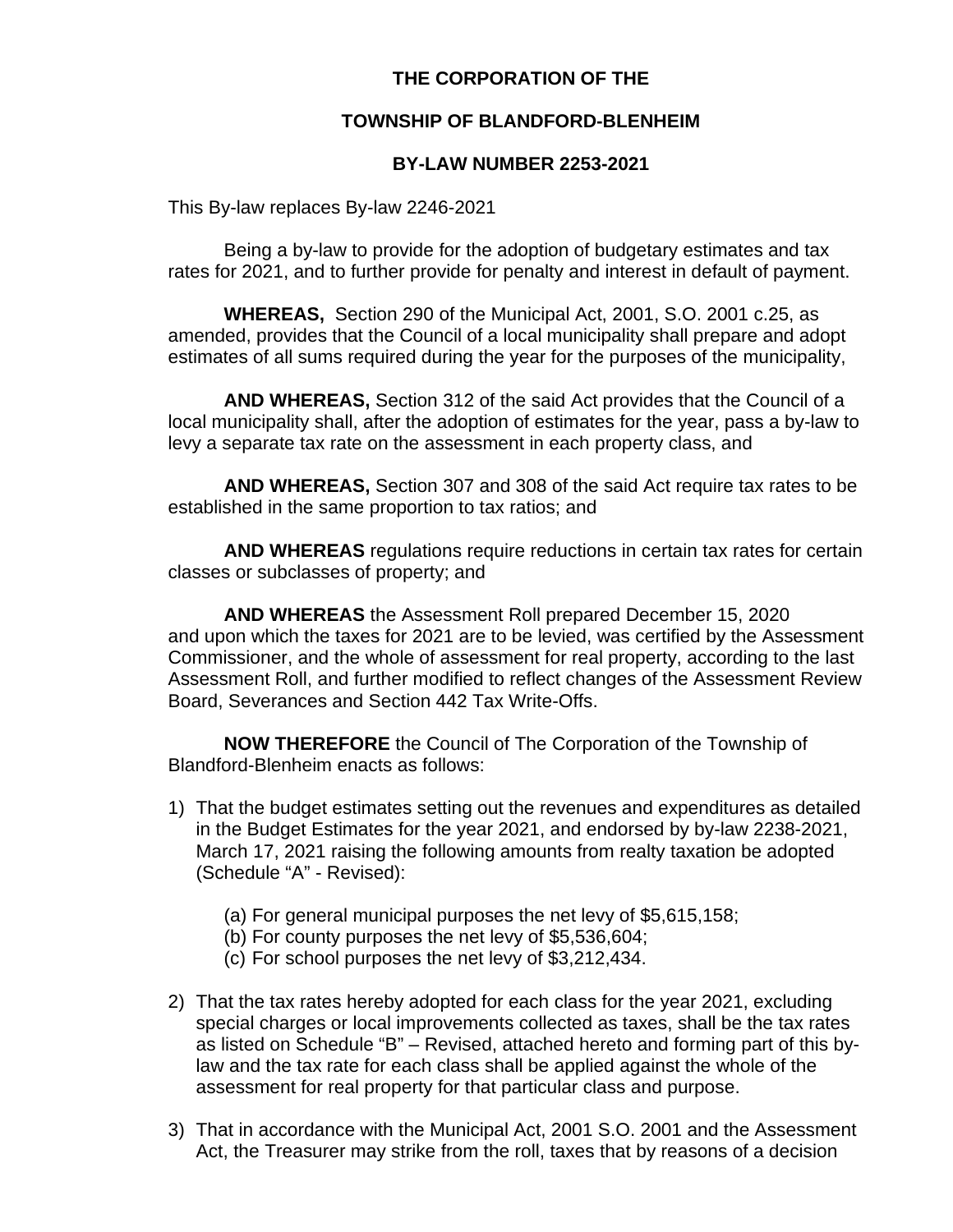# THE CORPORATION OF THE

# TOWNSHIP OF BLANDFORD-BLENHEIM

# BY-LAW NUMBER 2253-2021

This By-law replaces By-law 2246-2021

Being a by-law to provide for the adoption of budgetary estimates and tax rates for 2021, and to further provide for penalty and interest in default of payment.

**WHEREAS,** Section 290 of the Municipal Act, 2001, S.O. 2001 c.25, as amended, provides that the Council of a local municipality shall prepare and adopt estimates of all sums required during the year for the purposes of the municipality,

**AND WHEREAS,** Section 312 of the said Act provides that the Council of a local municipality shall, after the adoption of estimates for the year, pass a by-law to levy a separate tax rate on the assessment in each property class, and

**AND WHEREAS,** Section 307 and 308 of the said Act require tax rates to be established in the same proportion to tax ratios; and

**AND WHEREAS** regulations require reductions in certain tax rates for certain classes or subclasses of property; and

**AND WHEREAS** the Assessment Roll prepared December 15, 2020 and upon which the taxes for 2021 are to be levied, was certified by the Assessment Commissioner, and the whole of assessment for real property, according to the last Assessment Roll, and further modified to reflect changes of the Assessment Review Board, Severances and Section 442 Tax Write-Offs.

**NOW THEREFORE** the Council of The Corporation of the Township of Blandford-Blenheim enacts as follows:

1) That the budget estimates setting out the revenues and expenditures as detailed in the Budget Estimates for the year 2021, and endorsed by by-law 2238-2021, March 17, 2021 raising the following amounts from realty taxation be adopted (Schedule "A" - Revised):

   (a) For general municipal purposes the net levy of $5,615,158;
   (b) For county purposes the net levy of $5,536,604;
   (c) For school purposes the net levy of $3,212,434.

2) That the tax rates hereby adopted for each class for the year 2021, excluding special charges or local improvements collected as taxes, shall be the tax rates as listed on Schedule "B" – Revised, attached hereto and forming part of this by-law and the tax rate for each class shall be applied against the whole of the assessment for real property for that particular class and purpose.

3) That in accordance with the Municipal Act, 2001 S.O. 2001 and the Assessment Act, the Treasurer may strike from the roll, taxes that by reasons of a decision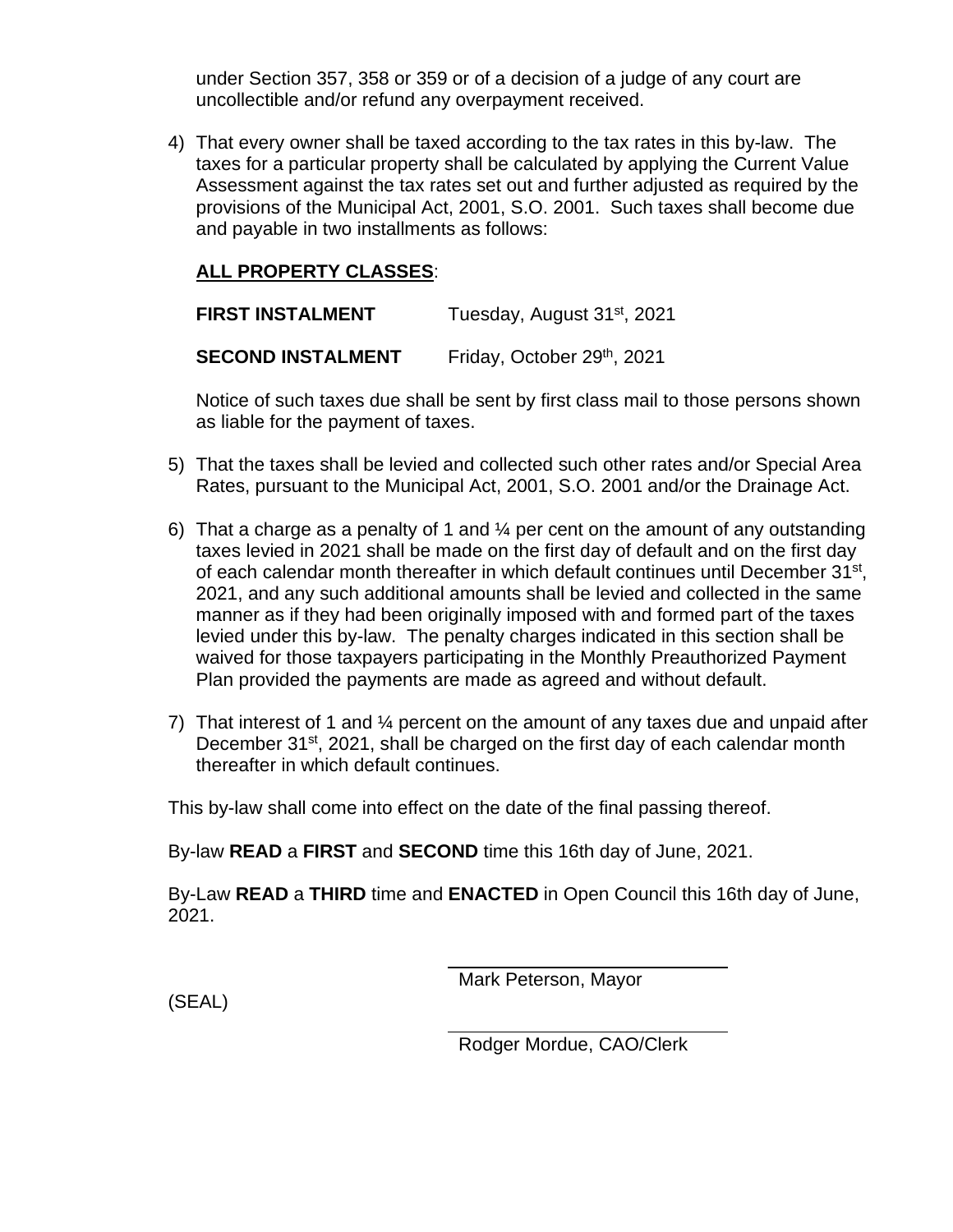under Section 357, 358 or 359 or of a decision of a judge of any court are uncollectible and/or refund any overpayment received.

4) That every owner shall be taxed according to the tax rates in this by-law. The taxes for a particular property shall be calculated by applying the Current Value Assessment against the tax rates set out and further adjusted as required by the provisions of the Municipal Act, 2001, S.O. 2001. Such taxes shall become due and payable in two installments as follows:

   **ALL PROPERTY CLASSES**:

   **FIRST INSTALMENT** Tuesday, August 31st, 2021

   **SECOND INSTALMENT** Friday, October 29th, 2021

   Notice of such taxes due shall be sent by first class mail to those persons shown as liable for the payment of taxes.

5) That the taxes shall be levied and collected such other rates and/or Special Area Rates, pursuant to the Municipal Act, 2001, S.O. 2001 and/or the Drainage Act.

6) That a charge as a penalty of 1 and ¼ per cent on the amount of any outstanding taxes levied in 2021 shall be made on the first day of default and on the first day of each calendar month thereafter in which default continues until December 31st, 2021, and any such additional amounts shall be levied and collected in the same manner as if they had been originally imposed with and formed part of the taxes levied under this by-law. The penalty charges indicated in this section shall be waived for those taxpayers participating in the Monthly Preauthorized Payment Plan provided the payments are made as agreed and without default.

7) That interest of 1 and ¼ percent on the amount of any taxes due and unpaid after December 31st, 2021, shall be charged on the first day of each calendar month thereafter in which default continues.

This by-law shall come into effect on the date of the final passing thereof.

By-law **READ** a **FIRST** and **SECOND** time this 16th day of June, 2021.

By-Law **READ** a **THIRD** time and **ENACTED** in Open Council this 16th day of June, 2021.

Mark Peterson, Mayor

(SEAL)

Rodger Mordue, CAO/Clerk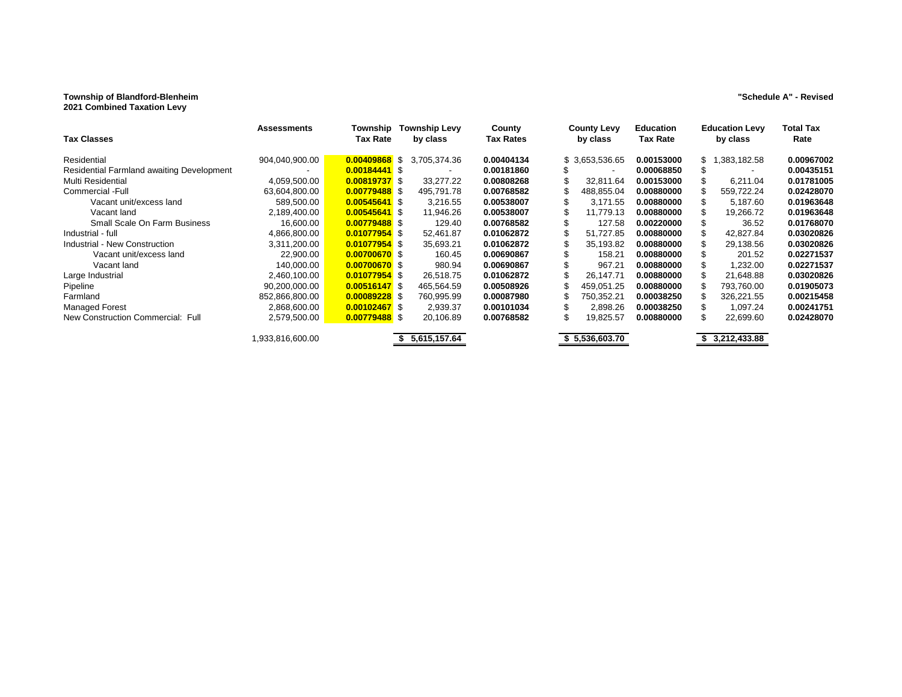**Township of Blandford-Blenheim**
**2021 Combined Taxation Levy**

**"Schedule A" - Revised**

| Tax Classes | Assessments | Township Tax Rate | Township Levy by class | County Tax Rates | County Levy by class | Education Tax Rate | Education Levy by class | Total Tax Rate |
|---|---|---|---|---|---|---|---|---|
| Residential | 904,040,900.00 | 0.00409868 | $ 3,705,374.36 | 0.00404134 | $ 3,653,536.65 | 0.00153000 | $ 1,383,182.58 | 0.00967002 |
| Residential Farmland awaiting Development | - | 0.00184441 | $ - | 0.00181860 | $ - | 0.00068850 | $ - | 0.00435151 |
| Multi Residential | 4,059,500.00 | 0.00819737 | $ 33,277.22 | 0.00808268 | $ 32,811.64 | 0.00153000 | $ 6,211.04 | 0.01781005 |
| Commercial -Full | 63,604,800.00 | 0.00779488 | $ 495,791.78 | 0.00768582 | $ 488,855.04 | 0.00880000 | $ 559,722.24 | 0.02428070 |
| Vacant unit/excess land | 589,500.00 | 0.00545641 | $ 3,216.55 | 0.00538007 | $ 3,171.55 | 0.00880000 | $ 5,187.60 | 0.01963648 |
| Vacant land | 2,189,400.00 | 0.00545641 | $ 11,946.26 | 0.00538007 | $ 11,779.13 | 0.00880000 | $ 19,266.72 | 0.01963648 |
| Small Scale On Farm Business | 16,600.00 | 0.00779488 | $ 129.40 | 0.00768582 | $ 127.58 | 0.00220000 | $ 36.52 | 0.01768070 |
| Industrial - full | 4,866,800.00 | 0.01077954 | $ 52,461.87 | 0.01062872 | $ 51,727.85 | 0.00880000 | $ 42,827.84 | 0.03020826 |
| Industrial - New Construction | 3,311,200.00 | 0.01077954 | $ 35,693.21 | 0.01062872 | $ 35,193.82 | 0.00880000 | $ 29,138.56 | 0.03020826 |
| Vacant unit/excess land | 22,900.00 | 0.00700670 | $ 160.45 | 0.00690867 | $ 158.21 | 0.00880000 | $ 201.52 | 0.02271537 |
| Vacant land | 140,000.00 | 0.00700670 | $ 980.94 | 0.00690867 | $ 967.21 | 0.00880000 | $ 1,232.00 | 0.02271537 |
| Large Industrial | 2,460,100.00 | 0.01077954 | $ 26,518.75 | 0.01062872 | $ 26,147.71 | 0.00880000 | $ 21,648.88 | 0.03020826 |
| Pipeline | 90,200,000.00 | 0.00516147 | $ 465,564.59 | 0.00508926 | $ 459,051.25 | 0.00880000 | $ 793,760.00 | 0.01905073 |
| Farmland | 852,866,800.00 | 0.00089228 | $ 760,995.99 | 0.00087980 | $ 750,352.21 | 0.00038250 | $ 326,221.55 | 0.00215458 |
| Managed Forest | 2,868,600.00 | 0.00102467 | $ 2,939.37 | 0.00101034 | $ 2,898.26 | 0.00038250 | $ 1,097.24 | 0.00241751 |
| New Construction Commercial: Full | 2,579,500.00 | 0.00779488 | $ 20,106.89 | 0.00768582 | $ 19,825.57 | 0.00880000 | $ 22,699.60 | 0.02428070 |
| | 1,933,816,600.00 | | $ 5,615,157.64 | | $ 5,536,603.70 | | $ 3,212,433.88 | |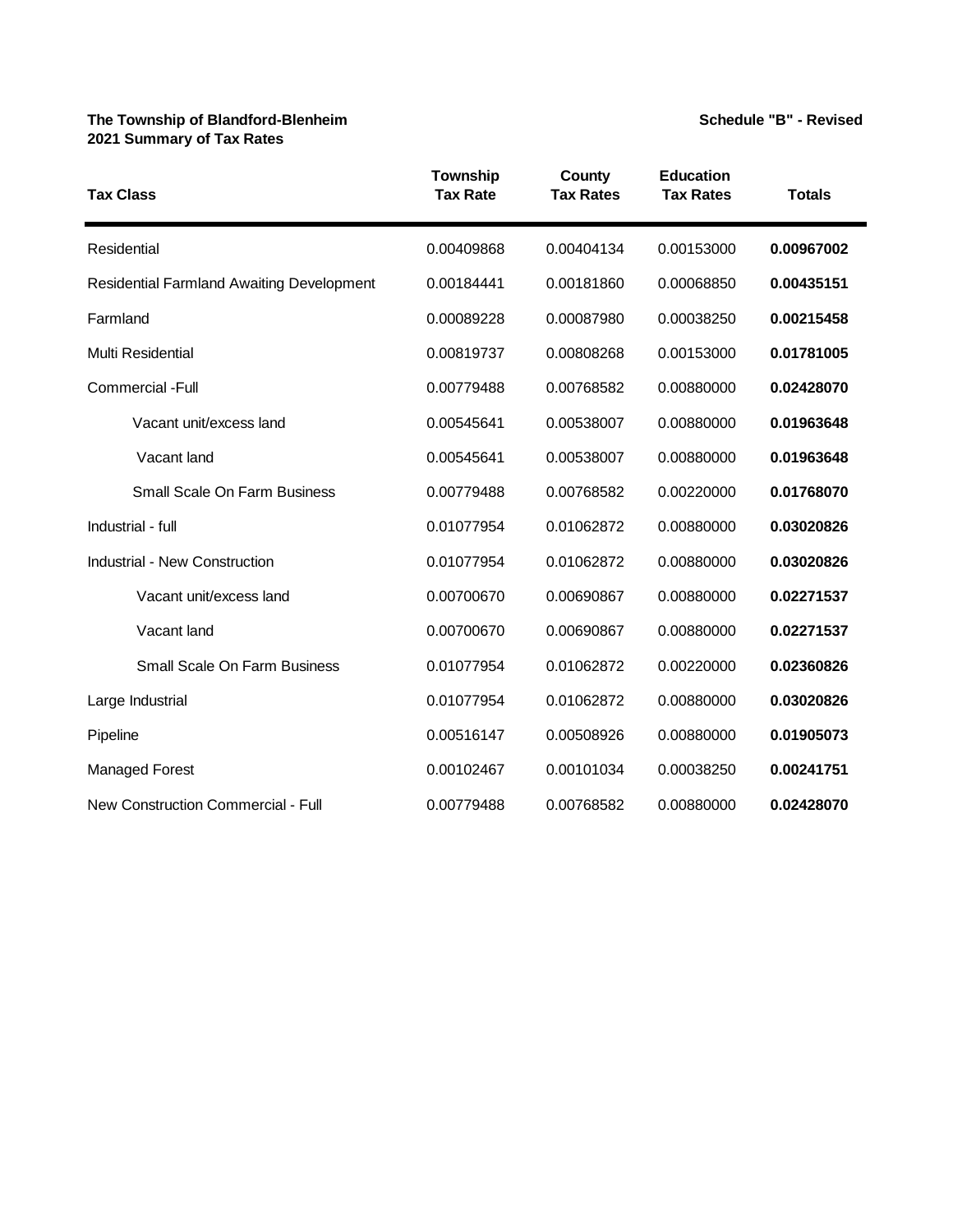**The Township of Blandford-Blenheim**
**2021 Summary of Tax Rates**

**Schedule "B" - Revised**

| Tax Class | Township Tax Rate | County Tax Rates | Education Tax Rates | Totals |
|---|---|---|---|---|
| Residential | 0.00409868 | 0.00404134 | 0.00153000 | **0.00967002** |
| Residential Farmland Awaiting Development | 0.00184441 | 0.00181860 | 0.00068850 | **0.00435151** |
| Farmland | 0.00089228 | 0.00087980 | 0.00038250 | **0.00215458** |
| Multi Residential | 0.00819737 | 0.00808268 | 0.00153000 | **0.01781005** |
| Commercial -Full | 0.00779488 | 0.00768582 | 0.00880000 | **0.02428070** |
| Vacant unit/excess land | 0.00545641 | 0.00538007 | 0.00880000 | **0.01963648** |
| Vacant land | 0.00545641 | 0.00538007 | 0.00880000 | **0.01963648** |
| Small Scale On Farm Business | 0.00779488 | 0.00768582 | 0.00220000 | **0.01768070** |
| Industrial - full | 0.01077954 | 0.01062872 | 0.00880000 | **0.03020826** |
| Industrial - New Construction | 0.01077954 | 0.01062872 | 0.00880000 | **0.03020826** |
| Vacant unit/excess land | 0.00700670 | 0.00690867 | 0.00880000 | **0.02271537** |
| Vacant land | 0.00700670 | 0.00690867 | 0.00880000 | **0.02271537** |
| Small Scale On Farm Business | 0.01077954 | 0.01062872 | 0.00220000 | **0.02360826** |
| Large Industrial | 0.01077954 | 0.01062872 | 0.00880000 | **0.03020826** |
| Pipeline | 0.00516147 | 0.00508926 | 0.00880000 | **0.01905073** |
| Managed Forest | 0.00102467 | 0.00101034 | 0.00038250 | **0.00241751** |
| New Construction Commercial - Full | 0.00779488 | 0.00768582 | 0.00880000 | **0.02428070** |